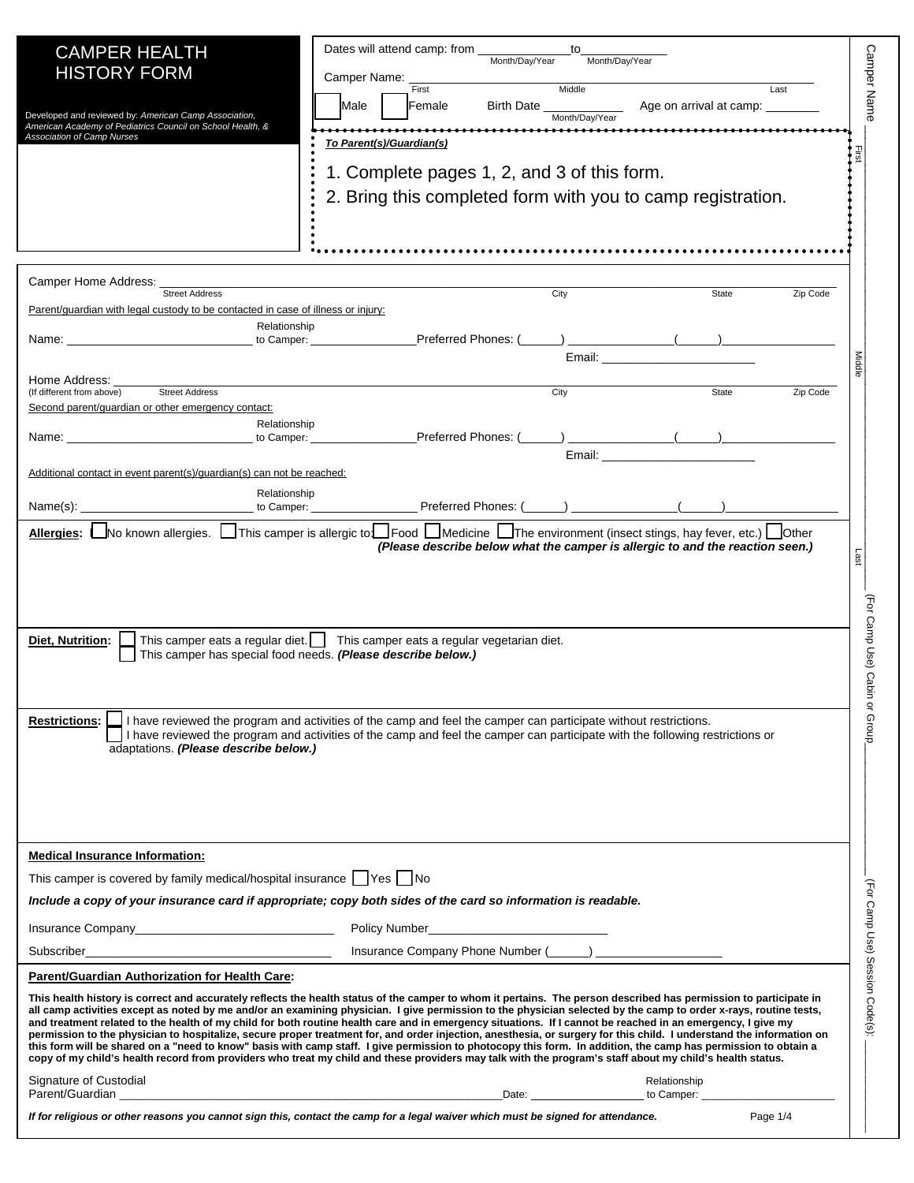# CAMPER HEALTH HISTORY FORM

Developed and reviewed by: *American Camp Association, American Academy of Pediatrics Council on School Health, & Association of Camp Nurses*

Dates will attend camp: from _____________ to _____________
Month/Day/Year Month/Day/Year

Camper Name: ________________________________________________
First Middle Last

☐ Male ☐ Female Birth Date ____________ Age on arrival at camp: ________
Month/Day/Year

***To Parent(s)/Guardian(s)***

1. Complete pages 1, 2, and 3 of this form.
2. Bring this completed form with you to camp registration.

Camper Name ______ First ______ Middle ______ Last ______ (For Camp Use) Cabin or Group ______ (For Camp Use) Session Code(s): ______

Camper Home Address: ______________________________________________
Street Address City State Zip Code

Parent/guardian with legal custody to be contacted in case of illness or injury:

Name: ____________________ Relationship to Camper: ____________ Preferred Phones: (_____) ____________ (_____) ____________
Email: ____________________

Home Address: ______________________________________________
(If different from above) Street Address City State Zip Code

Second parent/guardian or other emergency contact:

Name: ____________________ Relationship to Camper: ____________ Preferred Phones: (_____) ____________ (_____) ____________
Email: ____________________

Additional contact in event parent(s)/guardian(s) can not be reached:

Name(s): ____________________ Relationship to Camper: ____________ Preferred Phones: (_____) ____________ (_____) ____________

**Allergies:** ☐ No known allergies. ☐ This camper is allergic to: ☐ Food ☐ Medicine ☐ The environment (insect stings, hay fever, etc.) ☐ Other
***(Please describe below what the camper is allergic to and the reaction seen.)***

**Diet, Nutrition:** ☐ This camper eats a regular diet. ☐ This camper eats a regular vegetarian diet.
☐ This camper has special food needs. ***(Please describe below.)***

**Restrictions:** ☐ I have reviewed the program and activities of the camp and feel the camper can participate without restrictions.
☐ I have reviewed the program and activities of the camp and feel the camper can participate with the following restrictions or adaptations. ***(Please describe below.)***

**Medical Insurance Information:**

This camper is covered by family medical/hospital insurance ☐ Yes ☐ No

***Include a copy of your insurance card if appropriate; copy both sides of the card so information is readable.***

Insurance Company ______________________ Policy Number ______________________

Subscriber ______________________ Insurance Company Phone Number (_____) ______________

**Parent/Guardian Authorization for Health Care:**

**This health history is correct and accurately reflects the health status of the camper to whom it pertains. The person described has permission to participate in all camp activities except as noted by me and/or an examining physician. I give permission to the physician selected by the camp to order x-rays, routine tests, and treatment related to the health of my child for both routine health care and in emergency situations. If I cannot be reached in an emergency, I give my permission to the physician to hospitalize, secure proper treatment for, and order injection, anesthesia, or surgery for this child. I understand the information on this form will be shared on a "need to know" basis with camp staff. I give permission to photocopy this form. In addition, the camp has permission to obtain a copy of my child's health record from providers who treat my child and these providers may talk with the program's staff about my child's health status.**

Signature of Custodial Parent/Guardian ______________________________ Date: ____________ Relationship to Camper: ____________

***If for religious or other reasons you cannot sign this, contact the camp for a legal waiver which must be signed for attendance.***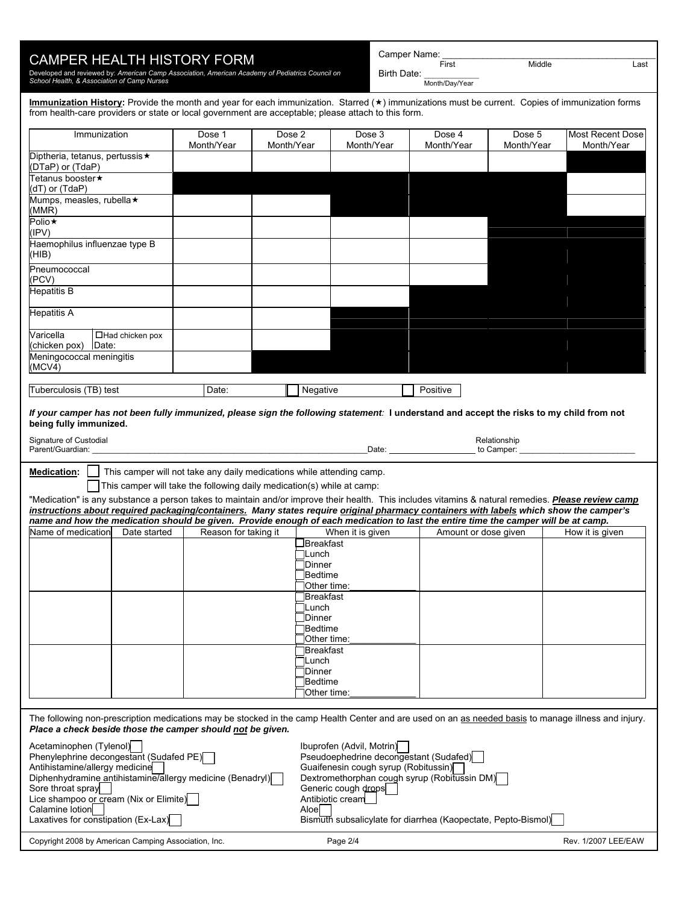# CAMPER HEALTH HISTORY FORM

Developed and reviewed by: *American Camp Association, American Academy of Pediatrics Council on School Health, & Association of Camp Nurses*

Camper Name: ______________________________________
First Middle Last

Birth Date: ____________
Month/Day/Year

**Immunization History:** Provide the month and year for each immunization. Starred (★) immunizations must be current. Copies of immunization forms from health-care providers or state or local government are acceptable; please attach to this form.

| Immunization | | Dose 1 Month/Year | Dose 2 Month/Year | Dose 3 Month/Year | Dose 4 Month/Year | Dose 5 Month/Year | Most Recent Dose Month/Year |
|---|---|---|---|---|---|---|---|
| Diptheria, tetanus, pertussis★ (DTaP) or (TdaP) | | | | | | | |
| Tetanus booster★ (dT) or (TdaP) | | | | | | | |
| Mumps, measles, rubella★ (MMR) | | | | | | | |
| Polio★ (IPV) | | | | | | | |
| Haemophilus influenzae type B (HIB) | | | | | | | |
| Pneumococcal (PCV) | | | | | | | |
| Hepatitis B | | | | | | | |
| Hepatitis A | | | | | | | |
| Varicella (chicken pox) | ☐Had chicken pox Date: | | | | | | |
| Meningococcal meningitis (MCV4) | | | | | | | |

| | | | |
|---|---|---|---|
| Tuberculosis (TB) test | Date: | ☐ Negative | ☐ Positive |

***If your camper has not been fully immunized, please sign the following statement*:** **I understand and accept the risks to my child from not being fully immunized.**

Signature of Custodial Parent/Guardian: ________________________________ Date: ______________ Relationship to Camper: ____________________

**Medication:** ☐ This camper will not take any daily medications while attending camp.

☐ This camper will take the following daily medication(s) while at camp:

"Medication" is any substance a person takes to maintain and/or improve their health. This includes vitamins & natural remedies. ***Please review camp instructions about required packaging/containers. Many states require original pharmacy containers with labels which show the camper's name and how the medication should be given. Provide enough of each medication to last the entire time the camper will be at camp.***

| Name of medication | Date started | Reason for taking it | When it is given | Amount or dose given | How it is given |
|---|---|---|---|---|---|
| | | | ☐Breakfast ☐Lunch ☐Dinner ☐Bedtime ☐Other time:________ | | |
| | | | ☐Breakfast ☐Lunch ☐Dinner ☐Bedtime ☐Other time:________ | | |
| | | | ☐Breakfast ☐Lunch ☐Dinner ☐Bedtime ☐Other time:________ | | |

The following non-prescription medications may be stocked in the camp Health Center and are used on an as needed basis to manage illness and injury. ***Place a check beside those the camper should not be given.***

- Acetaminophen (Tylenol) ☐
- Phenylephrine decongestant (Sudafed PE) ☐
- Antihistamine/allergy medicine ☐
- Diphenhydramine antihistamine/allergy medicine (Benadryl) ☐
- Sore throat spray ☐
- Lice shampoo or cream (Nix or Elimite) ☐
- Calamine lotion ☐
- Laxatives for constipation (Ex-Lax) ☐
- Ibuprofen (Advil, Motrin) ☐
- Pseudoephedrine decongestant (Sudafed) ☐
- Guaifenesin cough syrup (Robitussin) ☐
- Dextromethorphan cough syrup (Robitussin DM) ☐
- Generic cough drops ☐
- Antibiotic cream ☐
- Aloe ☐
- Bismuth subsalicylate for diarrhea (Kaopectate, Pepto-Bismol) ☐

Copyright 2008 by American Camping Association, Inc. Rev. 1/2007 LEE/EAW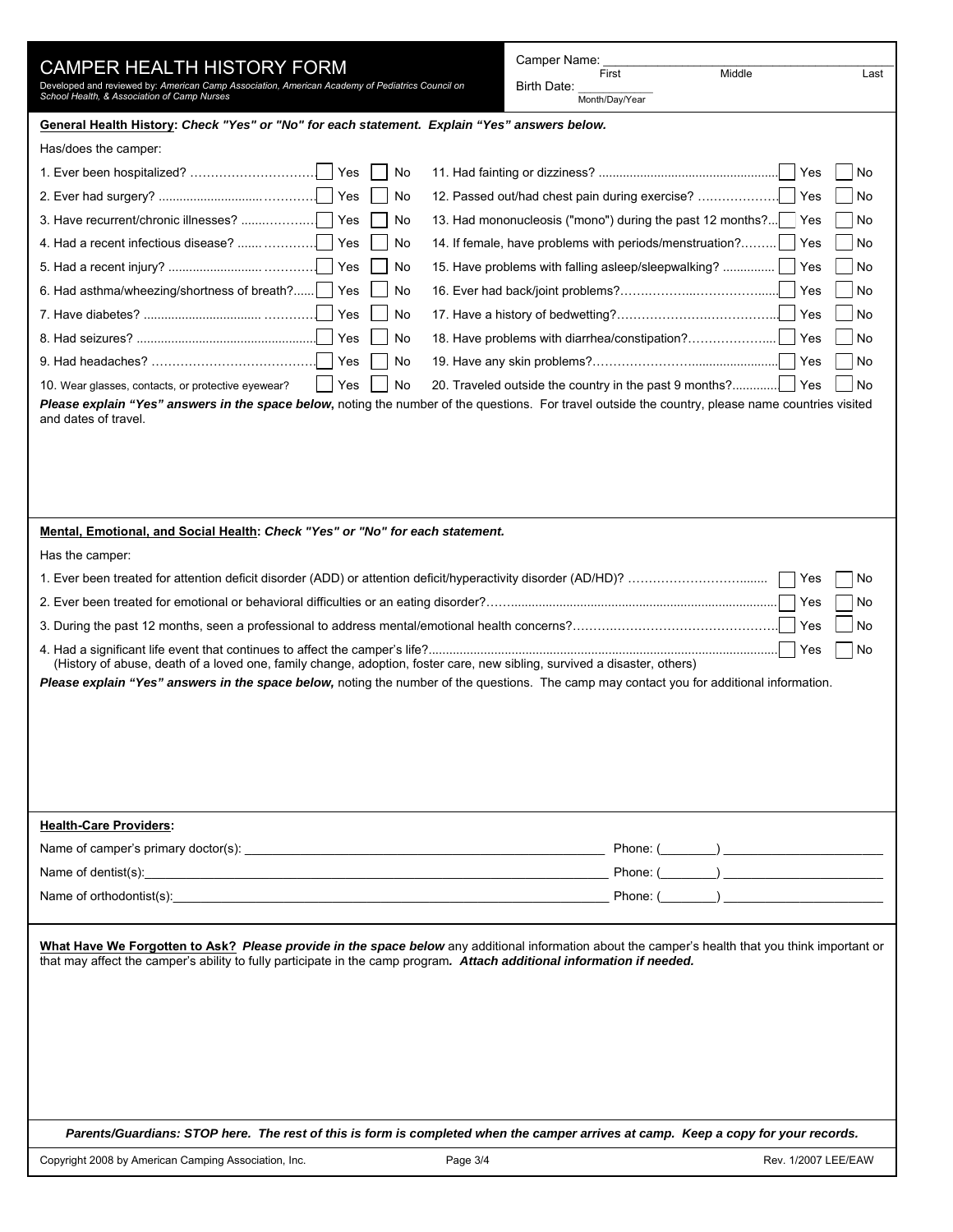# CAMPER HEALTH HISTORY FORM

Developed and reviewed by: *American Camp Association, American Academy of Pediatrics Council on School Health, & Association of Camp Nurses*

Camper Name: ______________________________________
First Middle Last

Birth Date: ____________
Month/Day/Year

**General Health History:** ***Check "Yes" or "No" for each statement. Explain "Yes" answers below.***

Has/does the camper:

1. Ever been hospitalized? ☐ Yes ☐ No
2. Ever had surgery? ☐ Yes ☐ No
3. Have recurrent/chronic illnesses? ☐ Yes ☐ No
4. Had a recent infectious disease? ☐ Yes ☐ No
5. Had a recent injury? ☐ Yes ☐ No
6. Had asthma/wheezing/shortness of breath? ☐ Yes ☐ No
7. Have diabetes? ☐ Yes ☐ No
8. Had seizures? ☐ Yes ☐ No
9. Had headaches? ☐ Yes ☐ No
10. Wear glasses, contacts, or protective eyewear? ☐ Yes ☐ No
11. Had fainting or dizziness? ☐ Yes ☐ No
12. Passed out/had chest pain during exercise? ☐ Yes ☐ No
13. Had mononucleosis ("mono") during the past 12 months? ☐ Yes ☐ No
14. If female, have problems with periods/menstruation? ☐ Yes ☐ No
15. Have problems with falling asleep/sleepwalking? ☐ Yes ☐ No
16. Ever had back/joint problems? ☐ Yes ☐ No
17. Have a history of bedwetting? ☐ Yes ☐ No
18. Have problems with diarrhea/constipation? ☐ Yes ☐ No
19. Have any skin problems? ☐ Yes ☐ No
20. Traveled outside the country in the past 9 months? ☐ Yes ☐ No

***Please explain "Yes" answers in the space below,*** noting the number of the questions. For travel outside the country, please name countries visited and dates of travel.

**Mental, Emotional, and Social Health:** ***Check "Yes" or "No" for each statement.***

Has the camper:

1. Ever been treated for attention deficit disorder (ADD) or attention deficit/hyperactivity disorder (AD/HD)? ☐ Yes ☐ No
2. Ever been treated for emotional or behavioral difficulties or an eating disorder? ☐ Yes ☐ No
3. During the past 12 months, seen a professional to address mental/emotional health concerns? ☐ Yes ☐ No
4. Had a significant life event that continues to affect the camper's life? ☐ Yes ☐ No
   (History of abuse, death of a loved one, family change, adoption, foster care, new sibling, survived a disaster, others)

***Please explain "Yes" answers in the space below,*** noting the number of the questions. The camp may contact you for additional information.

**Health-Care Providers:**

Name of camper's primary doctor(s): ______________________________ Phone: (________) ____________________

Name of dentist(s): ______________________________ Phone: (________) ____________________

Name of orthodontist(s): ______________________________ Phone: (________) ____________________

**What Have We Forgotten to Ask?** ***Please provide in the space below*** any additional information about the camper's health that you think important or that may affect the camper's ability to fully participate in the camp program***. Attach additional information if needed.***

***Parents/Guardians: STOP here. The rest of this is form is completed when the camper arrives at camp. Keep a copy for your records.***

Copyright 2008 by American Camping Association, Inc. Rev. 1/2007 LEE/EAW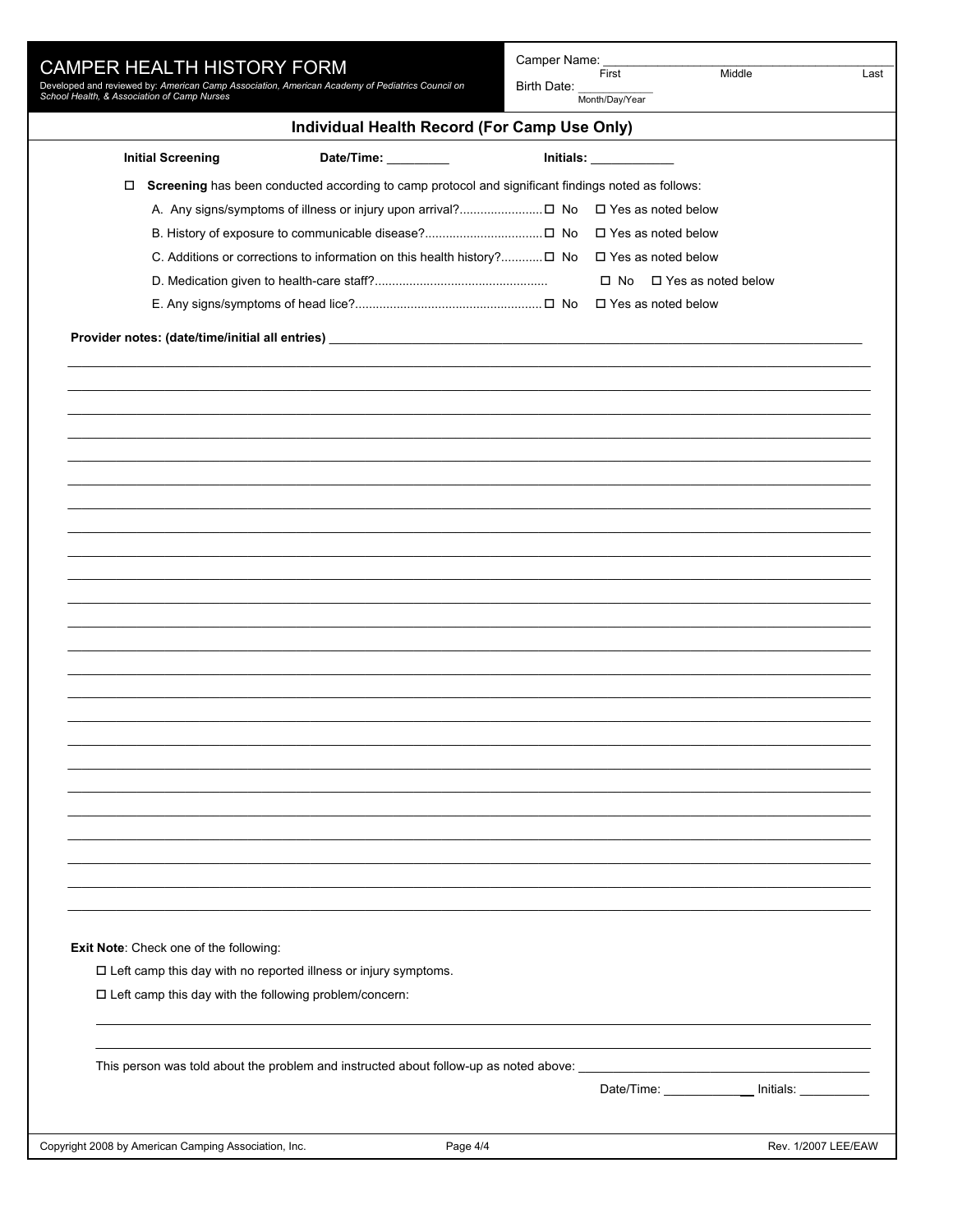# CAMPER HEALTH HISTORY FORM

Developed and reviewed by: *American Camp Association, American Academy of Pediatrics Council on School Health, & Association of Camp Nurses*

Camper Name: ______________________________________
First Middle Last

Birth Date: ____________
Month/Day/Year

## Individual Health Record (For Camp Use Only)

**Initial Screening** **Date/Time:** _________ **Initials:** ____________

☐ **Screening** has been conducted according to camp protocol and significant findings noted as follows:

A. Any signs/symptoms of illness or injury upon arrival?........................ ☐ No ☐ Yes as noted below

B. History of exposure to communicable disease?................................. ☐ No ☐ Yes as noted below

C. Additions or corrections to information on this health history?............ ☐ No ☐ Yes as noted below

D. Medication given to health-care staff?................................................. ☐ No ☐ Yes as noted below

E. Any signs/symptoms of head lice?..................................................... ☐ No ☐ Yes as noted below

**Provider notes: (date/time/initial all entries)** ______________________________________________________________

______________________________________________________________

______________________________________________________________

______________________________________________________________

______________________________________________________________

______________________________________________________________

______________________________________________________________

______________________________________________________________

______________________________________________________________

______________________________________________________________

______________________________________________________________

______________________________________________________________

______________________________________________________________

______________________________________________________________

______________________________________________________________

______________________________________________________________

______________________________________________________________

______________________________________________________________

______________________________________________________________

______________________________________________________________

______________________________________________________________

______________________________________________________________

______________________________________________________________

______________________________________________________________

**Exit Note**: Check one of the following:

☐ Left camp this day with no reported illness or injury symptoms.

☐ Left camp this day with the following problem/concern:

______________________________________________________________

______________________________________________________________

This person was told about the problem and instructed about follow-up as noted above: ______________________________

Date/Time: ______________ Initials: __________

Copyright 2008 by American Camping Association, Inc. Rev. 1/2007 LEE/EAW